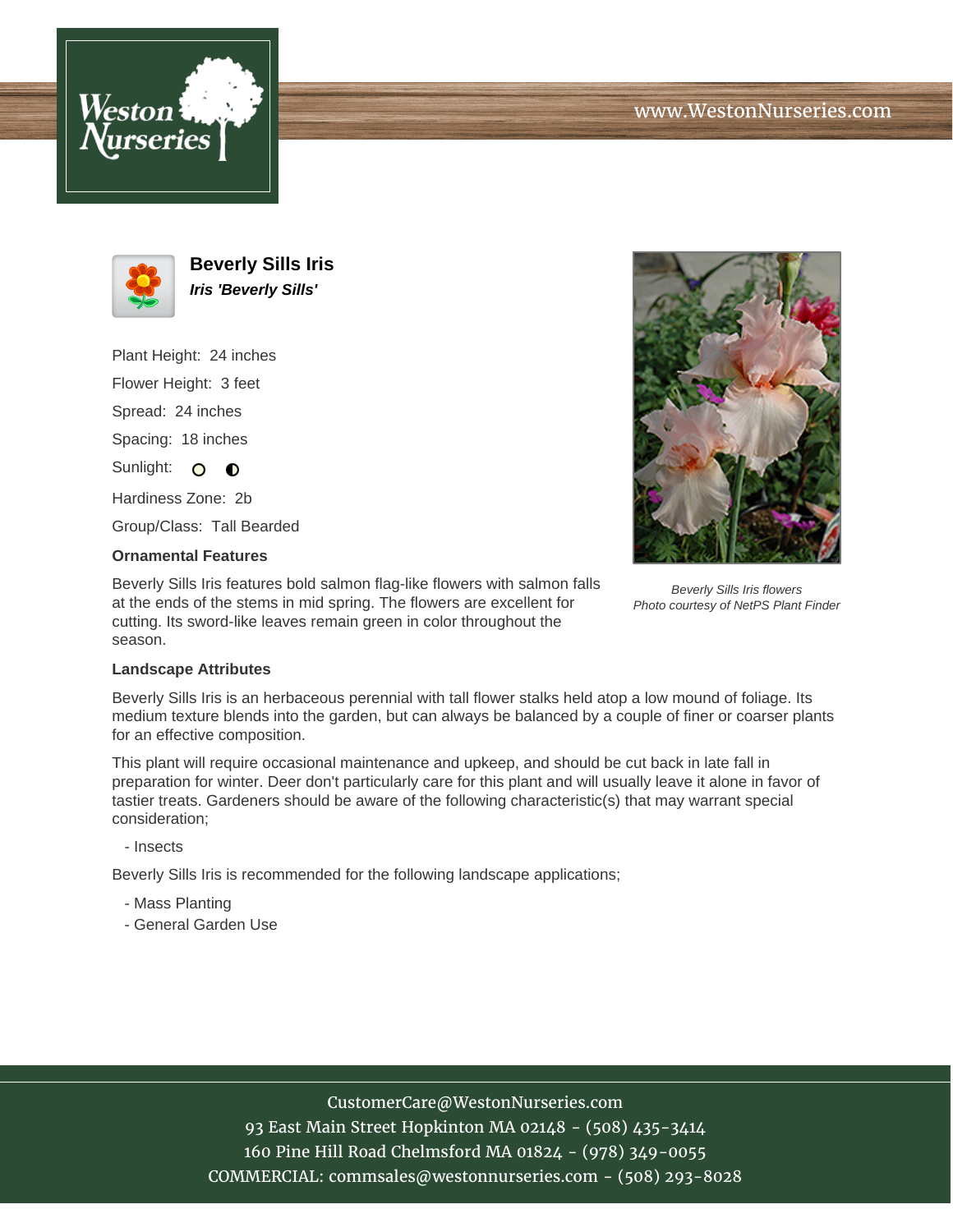# Beverly Sills Iris

***Iris 'Beverly Sills'***

Plant Height: 24 inches

Flower Height: 3 feet

Spread: 24 inches

Spacing: 18 inches

Sunlight:

Hardiness Zone: 2b

Group/Class: Tall Bearded

*Beverly Sills Iris flowers*
*Photo courtesy of NetPS Plant Finder*

### Ornamental Features

Beverly Sills Iris features bold salmon flag-like flowers with salmon falls at the ends of the stems in mid spring. The flowers are excellent for cutting. Its sword-like leaves remain green in color throughout the season.

### Landscape Attributes

Beverly Sills Iris is an herbaceous perennial with tall flower stalks held atop a low mound of foliage. Its medium texture blends into the garden, but can always be balanced by a couple of finer or coarser plants for an effective composition.

This plant will require occasional maintenance and upkeep, and should be cut back in late fall in preparation for winter. Deer don't particularly care for this plant and will usually leave it alone in favor of tastier treats. Gardeners should be aware of the following characteristic(s) that may warrant special consideration;

- Insects

Beverly Sills Iris is recommended for the following landscape applications;

- Mass Planting
- General Garden Use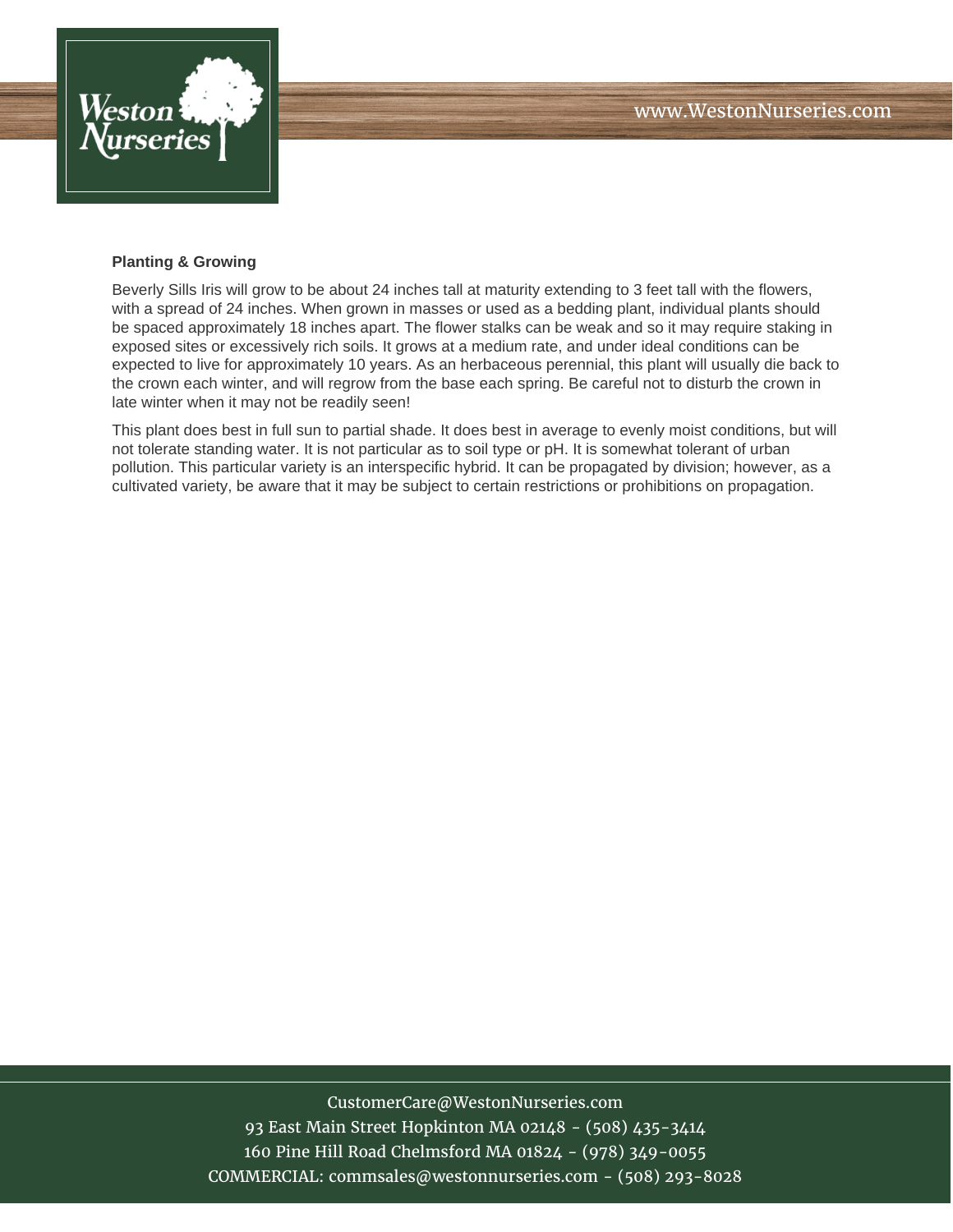### Planting & Growing

Beverly Sills Iris will grow to be about 24 inches tall at maturity extending to 3 feet tall with the flowers, with a spread of 24 inches. When grown in masses or used as a bedding plant, individual plants should be spaced approximately 18 inches apart. The flower stalks can be weak and so it may require staking in exposed sites or excessively rich soils. It grows at a medium rate, and under ideal conditions can be expected to live for approximately 10 years. As an herbaceous perennial, this plant will usually die back to the crown each winter, and will regrow from the base each spring. Be careful not to disturb the crown in late winter when it may not be readily seen!

This plant does best in full sun to partial shade. It does best in average to evenly moist conditions, but will not tolerate standing water. It is not particular as to soil type or pH. It is somewhat tolerant of urban pollution. This particular variety is an interspecific hybrid. It can be propagated by division; however, as a cultivated variety, be aware that it may be subject to certain restrictions or prohibitions on propagation.